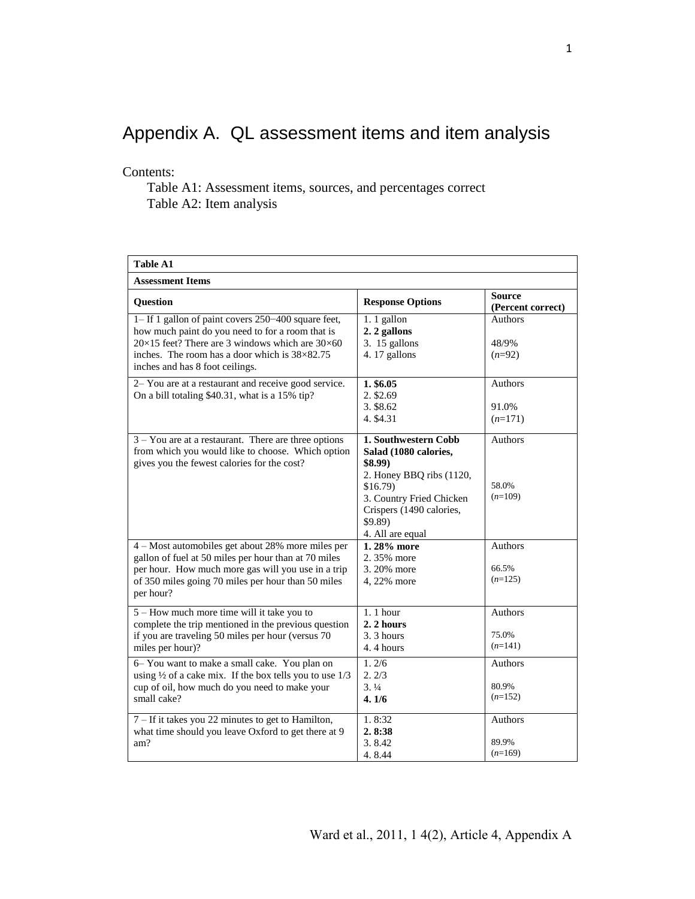# Appendix A. QL assessment items and item analysis

Contents:

Table A1: Assessment items, sources, and percentages correct

Table A2: Item analysis

| **Table A1** | | |
|---|---|---|
| **Assessment Items** | | |
| **Question** | **Response Options** | **Source (Percent correct)** |
| 1– If 1 gallon of paint covers 250−400 square feet, how much paint do you need to for a room that is 20×15 feet? There are 3 windows which are 30×60 inches. The room has a door which is 38×82.75 inches and has 8 foot ceilings. | 1. 1 gallon<br>**2. 2 gallons**<br>3. 15 gallons<br>4. 17 gallons | Authors<br><br>48/9%<br>(*n*=92) |
| 2– You are at a restaurant and receive good service. On a bill totaling $40.31, what is a 15% tip? | **1. $6.05**<br>2. $2.69<br>3. $8.62<br>4. $4.31 | Authors<br><br>91.0%<br>(*n*=171) |
| 3 – You are at a restaurant. There are three options from which you would like to choose. Which option gives you the fewest calories for the cost? | **1. Southwestern Cobb Salad (1080 calories, $8.99)**<br>2. Honey BBQ ribs (1120, $16.79)<br>3. Country Fried Chicken Crispers (1490 calories, $9.89)<br>4. All are equal | Authors<br><br>58.0%<br>(*n*=109) |
| 4 – Most automobiles get about 28% more miles per gallon of fuel at 50 miles per hour than at 70 miles per hour. How much more gas will you use in a trip of 350 miles going 70 miles per hour than 50 miles per hour? | **1. 28% more**<br>2. 35% more<br>3. 20% more<br>4, 22% more | Authors<br><br>66.5%<br>(*n*=125) |
| 5 – How much more time will it take you to complete the trip mentioned in the previous question if you are traveling 50 miles per hour (versus 70 miles per hour)? | 1. 1 hour<br>**2. 2 hours**<br>3. 3 hours<br>4. 4 hours | Authors<br><br>75.0%<br>(*n*=141) |
| 6– You want to make a small cake. You plan on using ½ of a cake mix. If the box tells you to use 1/3 cup of oil, how much do you need to make your small cake? | 1. 2/6<br>2. 2/3<br>3. ¼<br>**4. 1/6** | Authors<br><br>80.9%<br>(*n*=152) |
| 7 – If it takes you 22 minutes to get to Hamilton, what time should you leave Oxford to get there at 9 am? | 1. 8:32<br>**2. 8:38**<br>3. 8.42<br>4. 8.44 | Authors<br><br>89.9%<br>(*n*=169) |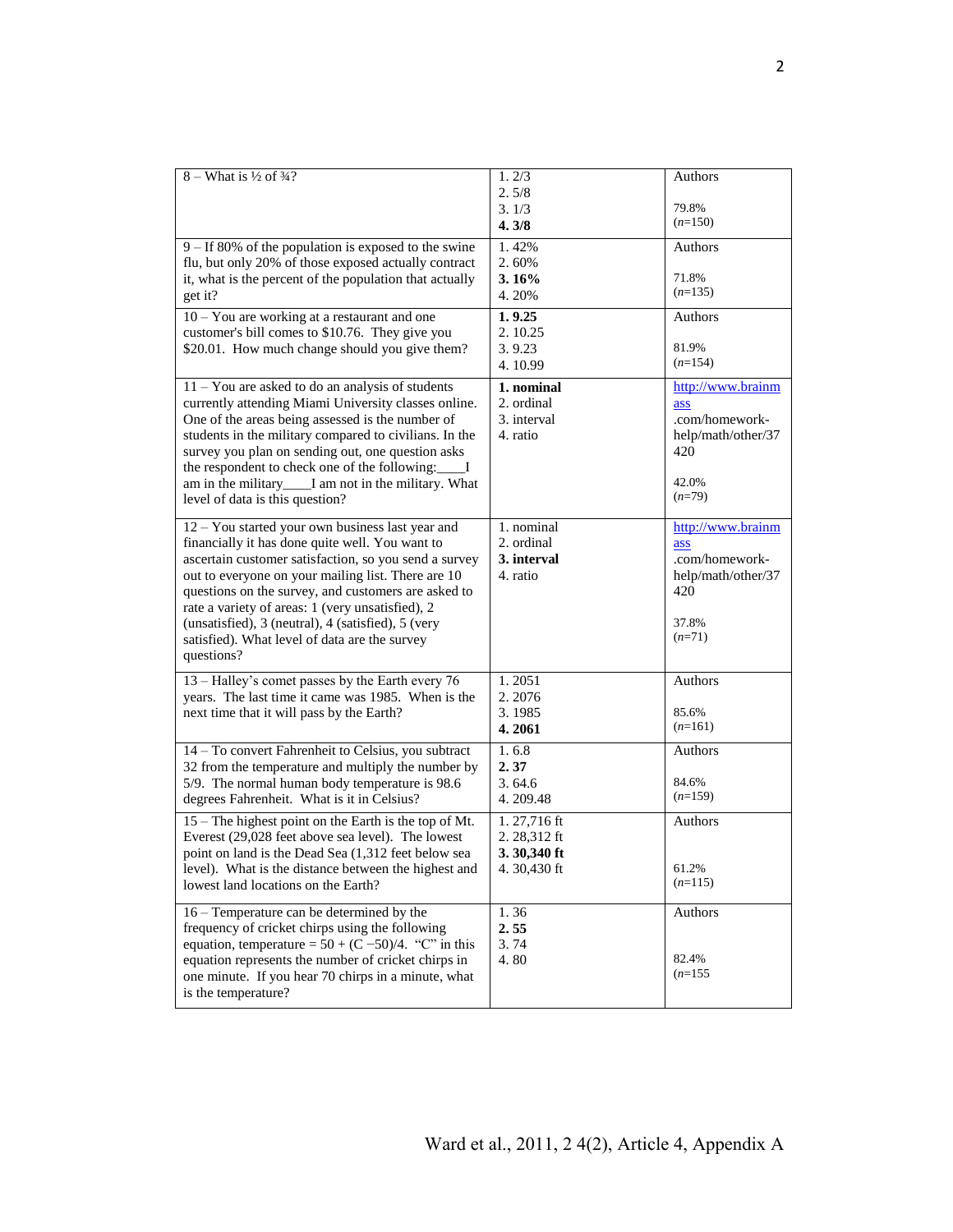| | | |
|---|---|---|
| 8 – What is ½ of ¾? | 1. 2/3<br>2. 5/8<br>3. 1/3<br>**4. 3/8** | Authors<br><br>79.8%<br>(*n*=150) |
| 9 – If 80% of the population is exposed to the swine flu, but only 20% of those exposed actually contract it, what is the percent of the population that actually get it? | 1. 42%<br>2. 60%<br>**3. 16%**<br>4. 20% | Authors<br><br>71.8%<br>(*n*=135) |
| 10 – You are working at a restaurant and one customer's bill comes to $10.76. They give you $20.01. How much change should you give them? | **1. 9.25**<br>2. 10.25<br>3. 9.23<br>4. 10.99 | Authors<br><br>81.9%<br>(*n*=154) |
| 11 – You are asked to do an analysis of students currently attending Miami University classes online. One of the areas being assessed is the number of students in the military compared to civilians. In the survey you plan on sending out, one question asks the respondent to check one of the following:____I am in the military____I am not in the military. What level of data is this question? | **1. nominal**<br>2. ordinal<br>3. interval<br>4. ratio | http://www.brainmass.com/homework-help/math/other/37420<br><br>42.0%<br>(*n*=79) |
| 12 – You started your own business last year and financially it has done quite well. You want to ascertain customer satisfaction, so you send a survey out to everyone on your mailing list. There are 10 questions on the survey, and customers are asked to rate a variety of areas: 1 (very unsatisfied), 2 (unsatisfied), 3 (neutral), 4 (satisfied), 5 (very satisfied). What level of data are the survey questions? | 1. nominal<br>2. ordinal<br>**3. interval**<br>4. ratio | http://www.brainmass.com/homework-help/math/other/37420<br><br>37.8%<br>(*n*=71) |
| 13 – Halley's comet passes by the Earth every 76 years. The last time it came was 1985. When is the next time that it will pass by the Earth? | 1. 2051<br>2. 2076<br>3. 1985<br>**4. 2061** | Authors<br><br>85.6%<br>(*n*=161) |
| 14 – To convert Fahrenheit to Celsius, you subtract 32 from the temperature and multiply the number by 5/9. The normal human body temperature is 98.6 degrees Fahrenheit. What is it in Celsius? | 1. 6.8<br>**2. 37**<br>3. 64.6<br>4. 209.48 | Authors<br><br>84.6%<br>(*n*=159) |
| 15 – The highest point on the Earth is the top of Mt. Everest (29,028 feet above sea level). The lowest point on land is the Dead Sea (1,312 feet below sea level). What is the distance between the highest and lowest land locations on the Earth? | 1. 27,716 ft<br>2. 28,312 ft<br>**3. 30,340 ft**<br>4. 30,430 ft | Authors<br><br>61.2%<br>(*n*=115) |
| 16 – Temperature can be determined by the frequency of cricket chirps using the following equation, temperature = 50 + (C −50)/4. "C" in this equation represents the number of cricket chirps in one minute. If you hear 70 chirps in a minute, what is the temperature? | 1. 36<br>**2. 55**<br>3. 74<br>4. 80 | Authors<br><br>82.4%<br>(*n*=155 |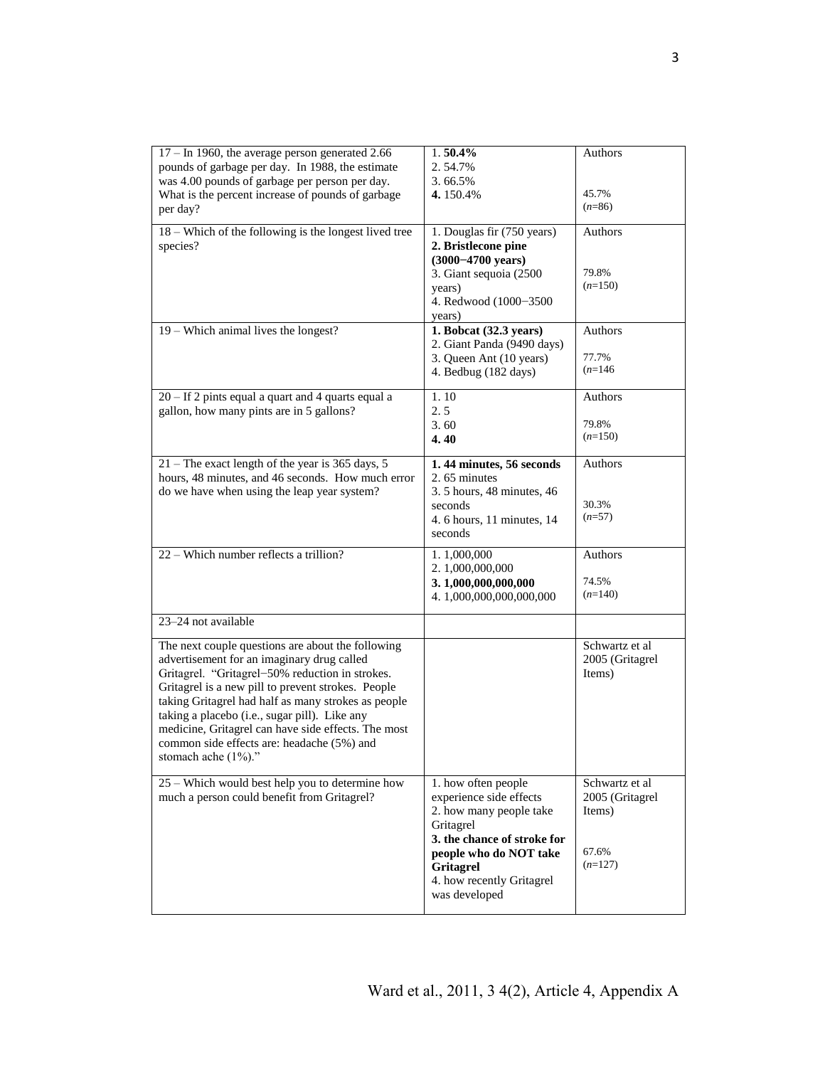| | | |
|---|---|---|
| 17 – In 1960, the average person generated 2.66 pounds of garbage per day. In 1988, the estimate was 4.00 pounds of garbage per person per day. What is the percent increase of pounds of garbage per day? | 1. **50.4%**<br>2. 54.7%<br>3. 66.5%<br>**4.** 150.4% | Authors<br><br>45.7%<br>(*n*=86) |
| 18 – Which of the following is the longest lived tree species? | 1. Douglas fir (750 years)<br>**2. Bristlecone pine (3000−4700 years)**<br>3. Giant sequoia (2500 years)<br>4. Redwood (1000−3500 years) | Authors<br><br>79.8%<br>(*n*=150) |
| 19 – Which animal lives the longest? | **1. Bobcat (32.3 years)**<br>2. Giant Panda (9490 days)<br>3. Queen Ant (10 years)<br>4. Bedbug (182 days) | Authors<br><br>77.7%<br>(*n*=146 |
| 20 – If 2 pints equal a quart and 4 quarts equal a gallon, how many pints are in 5 gallons? | 1. 10<br>2. 5<br>3. 60<br>**4. 40** | Authors<br><br>79.8%<br>(*n*=150) |
| 21 – The exact length of the year is 365 days, 5 hours, 48 minutes, and 46 seconds. How much error do we have when using the leap year system? | **1. 44 minutes, 56 seconds**<br>2. 65 minutes<br>3. 5 hours, 48 minutes, 46 seconds<br>4. 6 hours, 11 minutes, 14 seconds | Authors<br><br>30.3%<br>(*n*=57) |
| 22 – Which number reflects a trillion? | 1. 1,000,000<br>2. 1,000,000,000<br>**3. 1,000,000,000,000**<br>4. 1,000,000,000,000,000 | Authors<br><br>74.5%<br>(*n*=140) |
| 23–24 not available | | |
| The next couple questions are about the following advertisement for an imaginary drug called Gritagrel. "Gritagrel−50% reduction in strokes. Gritagrel is a new pill to prevent strokes. People taking Gritagrel had half as many strokes as people taking a placebo (i.e., sugar pill). Like any medicine, Gritagrel can have side effects. The most common side effects are: headache (5%) and stomach ache (1%)." | | Schwartz et al 2005 (Gritagrel Items) |
| 25 – Which would best help you to determine how much a person could benefit from Gritagrel? | 1. how often people experience side effects<br>2. how many people take Gritagrel<br>**3. the chance of stroke for people who do NOT take Gritagrel**<br>4. how recently Gritagrel was developed | Schwartz et al 2005 (Gritagrel Items)<br><br>67.6%<br>(*n*=127) |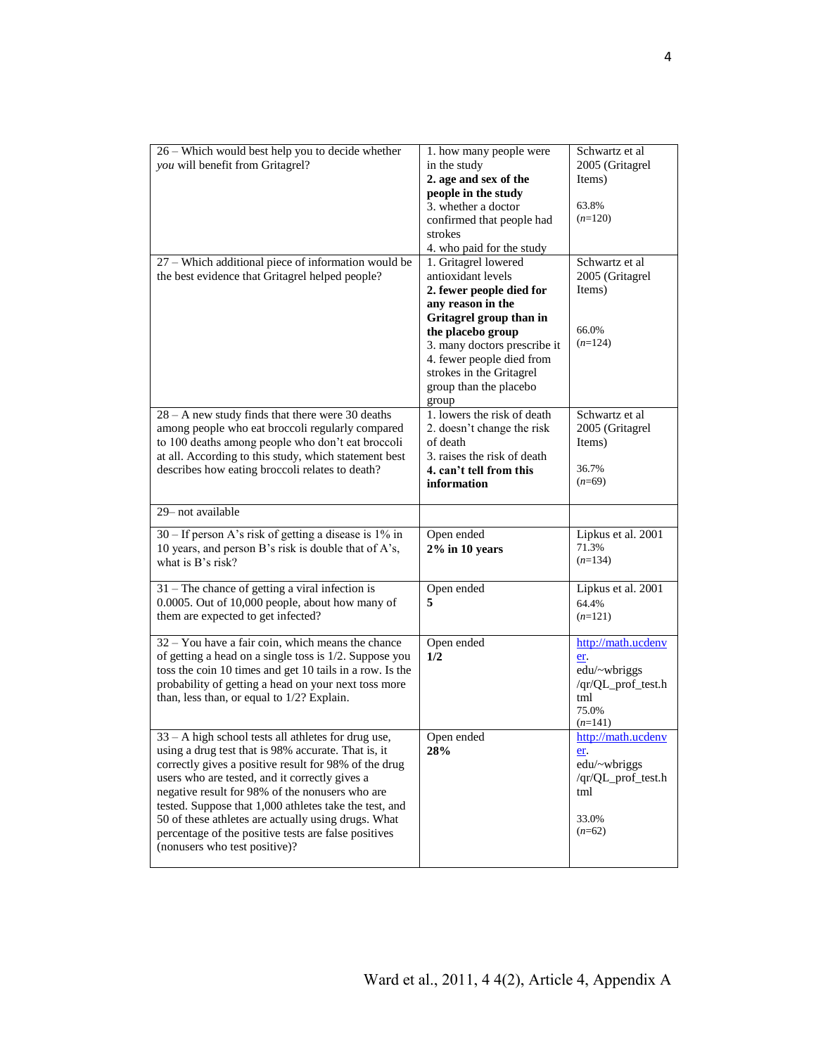| | | |
|---|---|---|
| 26 – Which would best help you to decide whether *you* will benefit from Gritagrel? | 1. how many people were in the study<br>**2. age and sex of the people in the study**<br>3. whether a doctor confirmed that people had strokes<br>4. who paid for the study | Schwartz et al 2005 (Gritagrel Items)<br><br>63.8%<br>(*n*=120) |
| 27 – Which additional piece of information would be the best evidence that Gritagrel helped people? | 1. Gritagrel lowered antioxidant levels<br>**2. fewer people died for any reason in the Gritagrel group than in the placebo group**<br>3. many doctors prescribe it<br>4. fewer people died from strokes in the Gritagrel group than the placebo group | Schwartz et al 2005 (Gritagrel Items)<br><br>66.0%<br>(*n*=124) |
| 28 – A new study finds that there were 30 deaths among people who eat broccoli regularly compared to 100 deaths among people who don't eat broccoli at all. According to this study, which statement best describes how eating broccoli relates to death? | 1. lowers the risk of death<br>2. doesn't change the risk of death<br>3. raises the risk of death<br>**4. can't tell from this information** | Schwartz et al 2005 (Gritagrel Items)<br><br>36.7%<br>(*n*=69) |
| 29– not available | | |
| 30 – If person A's risk of getting a disease is 1% in 10 years, and person B's risk is double that of A's, what is B's risk? | Open ended<br>**2% in 10 years** | Lipkus et al. 2001<br>71.3%<br>(*n*=134) |
| 31 – The chance of getting a viral infection is 0.0005. Out of 10,000 people, about how many of them are expected to get infected? | Open ended<br>**5** | Lipkus et al. 2001<br>64.4%<br>(*n*=121) |
| 32 – You have a fair coin, which means the chance of getting a head on a single toss is 1/2. Suppose you toss the coin 10 times and get 10 tails in a row. Is the probability of getting a head on your next toss more than, less than, or equal to 1/2? Explain. | Open ended<br>**1/2** | http://math.ucdenver.edu/~wbriggs/qr/QL_prof_test.html<br>75.0%<br>(*n*=141) |
| 33 – A high school tests all athletes for drug use, using a drug test that is 98% accurate. That is, it correctly gives a positive result for 98% of the drug users who are tested, and it correctly gives a negative result for 98% of the nonusers who are tested. Suppose that 1,000 athletes take the test, and 50 of these athletes are actually using drugs. What percentage of the positive tests are false positives (nonusers who test positive)? | Open ended<br>**28%** | http://math.ucdenver.edu/~wbriggs/qr/QL_prof_test.html<br><br>33.0%<br>(*n*=62) |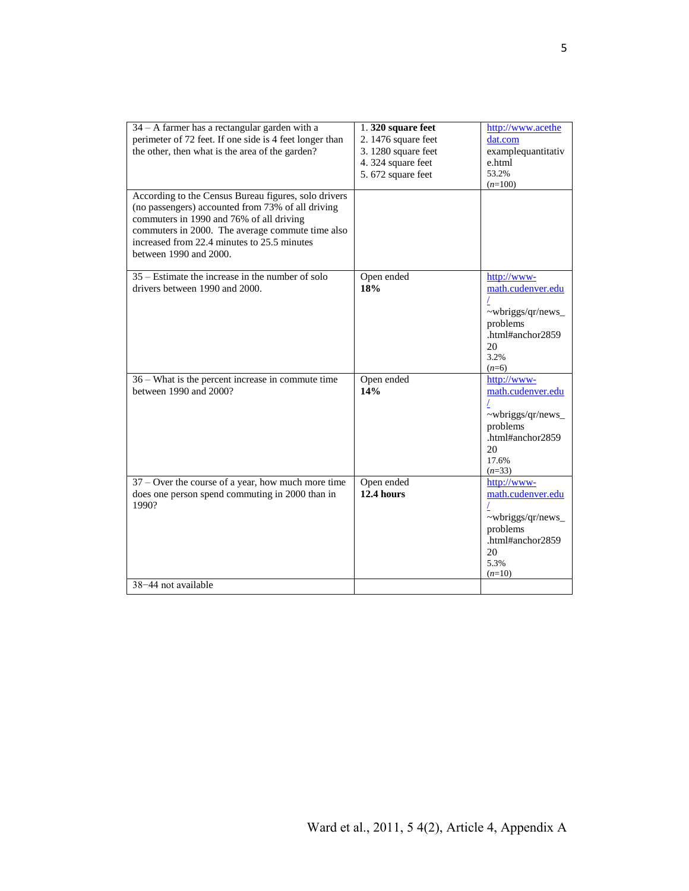| | | |
|---|---|---|
| 34 – A farmer has a rectangular garden with a perimeter of 72 feet. If one side is 4 feet longer than the other, then what is the area of the garden? | 1. **320 square feet**<br>2. 1476 square feet<br>3. 1280 square feet<br>4. 324 square feet<br>5. 672 square feet | http://www.acethedat.com examplequantitative.html<br>53.2%<br>(*n*=100) |
| According to the Census Bureau figures, solo drivers (no passengers) accounted from 73% of all driving commuters in 1990 and 76% of all driving commuters in 2000. The average commute time also increased from 22.4 minutes to 25.5 minutes between 1990 and 2000. | | |
| 35 – Estimate the increase in the number of solo drivers between 1990 and 2000. | Open ended<br>**18%** | http://www-math.cudenver.edu/~wbriggs/qr/news_problems.html#anchor285920<br>3.2%<br>(*n*=6) |
| 36 – What is the percent increase in commute time between 1990 and 2000? | Open ended<br>**14%** | http://www-math.cudenver.edu/~wbriggs/qr/news_problems.html#anchor285920<br>17.6%<br>(*n*=33) |
| 37 – Over the course of a year, how much more time does one person spend commuting in 2000 than in 1990? | Open ended<br>**12.4 hours** | http://www-math.cudenver.edu/~wbriggs/qr/news_problems.html#anchor285920<br>5.3%<br>(*n*=10) |
| 38−44 not available | | |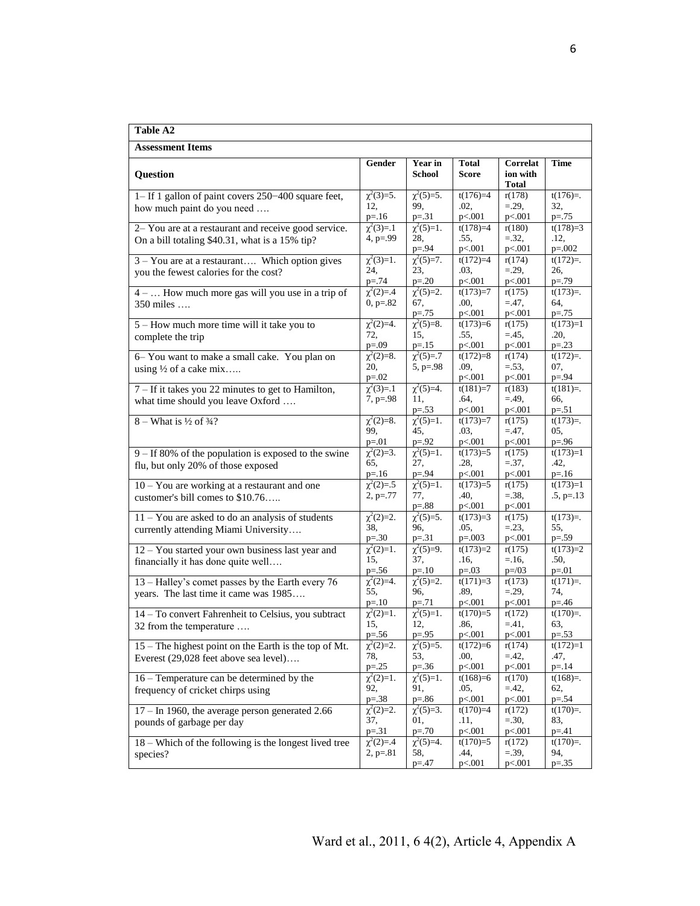**Table A2**

**Assessment Items**

| Question | Gender | Year in School | Total Score | Correlation with Total | Time |
|---|---|---|---|---|---|
| 1– If 1 gallon of paint covers 250−400 square feet, how much paint do you need …. | $\chi^2(3)=5.12$, $p=.16$ | $\chi^2(5)=5.99$, $p=.31$ | $t(176)=4.02$, $p<.001$ | $r(178)=.29$, $p<.001$ | $t(176)=.32$, $p=.75$ |
| 2– You are at a restaurant and receive good service. On a bill totaling $40.31, what is a 15% tip? | $\chi^2(3)=.14$, $p=.99$ | $\chi^2(5)=1.28$, $p=.94$ | $t(178)=4.55$, $p<.001$ | $r(180)=.32$, $p<.001$ | $t(178)=3.12$, $p=.002$ |
| 3 – You are at a restaurant…. Which option gives you the fewest calories for the cost? | $\chi^2(3)=1.24$, $p=.74$ | $\chi^2(5)=7.23$, $p=.20$ | $t(172)=4.03$, $p<.001$ | $r(174)=.29$, $p<.001$ | $t(172)=.26$, $p=.79$ |
| 4 – … How much more gas will you use in a trip of 350 miles …. | $\chi^2(2)=.40$, $p=.82$ | $\chi^2(5)=2.67$, $p=.75$ | $t(173)=7.00$, $p<.001$ | $r(175)=.47$, $p<.001$ | $t(173)=.64$, $p=.75$ |
| 5 – How much more time will it take you to complete the trip | $\chi^2(2)=4.72$, $p=.09$ | $\chi^2(5)=8.15$, $p=.15$ | $t(173)=6.55$, $p<.001$ | $r(175)=.45$, $p<.001$ | $t(173)=1.20$, $p=.23$ |
| 6– You want to make a small cake. You plan on using ½ of a cake mix….. | $\chi^2(2)=8.20$, $p=.02$ | $\chi^2(5)=.75$, $p=.98$ | $t(172)=8.09$, $p<.001$ | $r(174)=.53$, $p<.001$ | $t(172)=.07$, $p=.94$ |
| 7 – If it takes you 22 minutes to get to Hamilton, what time should you leave Oxford …. | $\chi^2(3)=.17$, $p=.98$ | $\chi^2(5)=4.11$, $p=.53$ | $t(181)=7.64$, $p<.001$ | $r(183)=.49$, $p<.001$ | $t(181)=.66$, $p=.51$ |
| 8 – What is ½ of ¾? | $\chi^2(2)=8.99$, $p=.01$ | $\chi^2(5)=1.45$, $p=.92$ | $t(173)=7.03$, $p<.001$ | $r(175)=.47$, $p<.001$ | $t(173)=.05$, $p=.96$ |
| 9 – If 80% of the population is exposed to the swine flu, but only 20% of those exposed | $\chi^2(2)=3.65$, $p=.16$ | $\chi^2(5)=1.27$, $p=.94$ | $t(173)=5.28$, $p<.001$ | $r(175)=.37$, $p<.001$ | $t(173)=1.42$, $p=.16$ |
| 10 – You are working at a restaurant and one customer's bill comes to $10.76….. | $\chi^2(2)=.52$, $p=.77$ | $\chi^2(5)=1.77$, $p=.88$ | $t(173)=5.40$, $p<.001$ | $r(175)=.38$, $p<.001$ | $t(173)=1.5$, $p=.13$ |
| 11 – You are asked to do an analysis of students currently attending Miami University…. | $\chi^2(2)=2.38$, $p=.30$ | $\chi^2(5)=5.96$, $p=.31$ | $t(173)=3.05$, $p=.003$ | $r(175)=.23$, $p<.001$ | $t(173)=.55$, $p=.59$ |
| 12 – You started your own business last year and financially it has done quite well…. | $\chi^2(2)=1.15$, $p=.56$ | $\chi^2(5)=9.37$, $p=.10$ | $t(173)=2.16$, $p=.03$ | $r(175)=.16$, $p=/03$ | $t(173)=2.50$, $p=.01$ |
| 13 – Halley's comet passes by the Earth every 76 years. The last time it came was 1985…. | $\chi^2(2)=4.55$, $p=.10$ | $\chi^2(5)=2.96$, $p=.71$ | $t(171)=3.89$, $p<.001$ | $r(173)=.29$, $p<.001$ | $t(171)=.74$, $p=.46$ |
| 14 – To convert Fahrenheit to Celsius, you subtract 32 from the temperature …. | $\chi^2(2)=1.15$, $p=.56$ | $\chi^2(5)=1.12$, $p=.95$ | $t(170)=5.86$, $p<.001$ | $r(172)=.41$, $p<.001$ | $t(170)=.63$, $p=.53$ |
| 15 – The highest point on the Earth is the top of Mt. Everest (29,028 feet above sea level)…. | $\chi^2(2)=2.78$, $p=.25$ | $\chi^2(5)=5.53$, $p=.36$ | $t(172)=6.00$, $p<.001$ | $r(174)=.42$, $p<.001$ | $t(172)=1.47$, $p=.14$ |
| 16 – Temperature can be determined by the frequency of cricket chirps using | $\chi^2(2)=1.92$, $p=.38$ | $\chi^2(5)=1.91$, $p=.86$ | $t(168)=6.05$, $p<.001$ | $r(170)=.42$, $p<.001$ | $t(168)=.62$, $p=.54$ |
| 17 – In 1960, the average person generated 2.66 pounds of garbage per day | $\chi^2(2)=2.37$, $p=.31$ | $\chi^2(5)=3.01$, $p=.70$ | $t(170)=4.11$, $p<.001$ | $r(172)=.30$, $p<.001$ | $t(170)=.83$, $p=.41$ |
| 18 – Which of the following is the longest lived tree species? | $\chi^2(2)=.42$, $p=.81$ | $\chi^2(5)=4.58$, $p=.47$ | $t(170)=5.44$, $p<.001$ | $r(172)=.39$, $p<.001$ | $t(170)=.94$, $p=.35$ |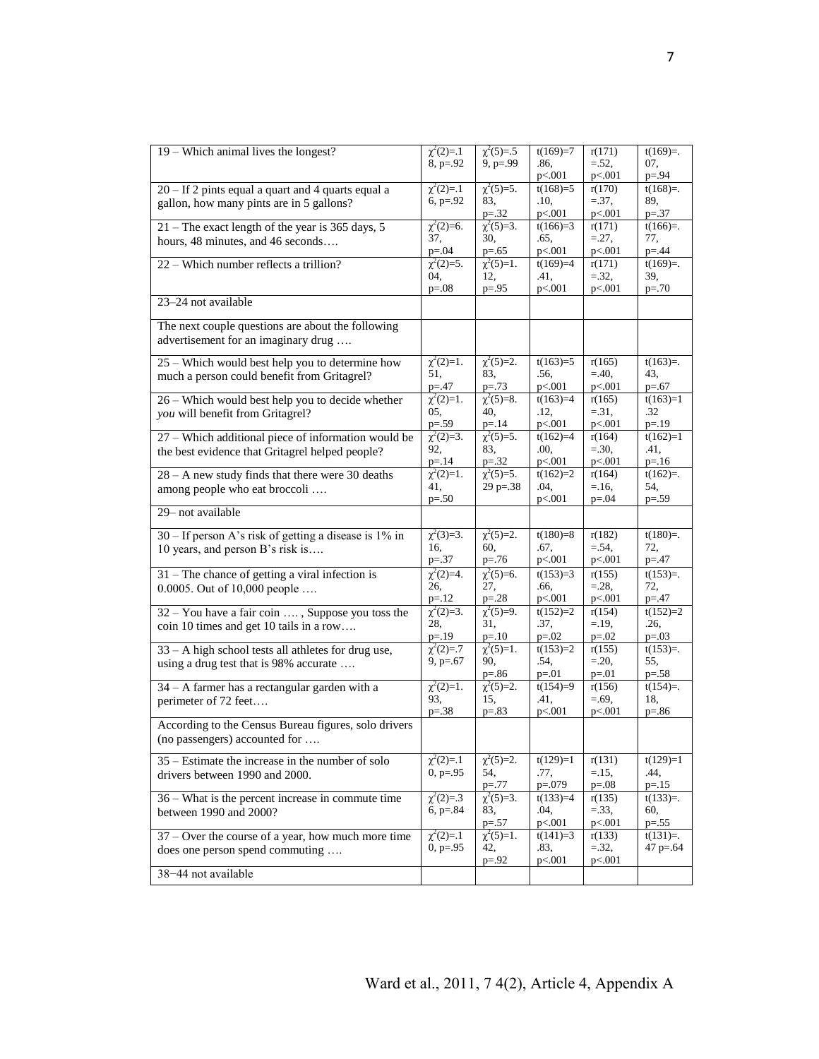| | | | | | |
|---|---|---|---|---|---|
| 19 – Which animal lives the longest? | $\chi^2(2)=.18$, $p=.92$ | $\chi^2(5)=.59$, $p=.99$ | $t(169)=7.86$, $p<.001$ | $r(171)=.52$, $p<.001$ | $t(169)=.07$, $p=.94$ |
| 20 – If 2 pints equal a quart and 4 quarts equal a gallon, how many pints are in 5 gallons? | $\chi^2(2)=.16$, $p=.92$ | $\chi^2(5)=5.83$, $p=.32$ | $t(168)=5.10$, $p<.001$ | $r(170)=.37$, $p<.001$ | $t(168)=.89$, $p=.37$ |
| 21 – The exact length of the year is 365 days, 5 hours, 48 minutes, and 46 seconds…. | $\chi^2(2)=6.37$, $p=.04$ | $\chi^2(5)=3.30$, $p=.65$ | $t(166)=3.65$, $p<.001$ | $r(171)=.27$, $p<.001$ | $t(166)=.77$, $p=.44$ |
| 22 – Which number reflects a trillion? | $\chi^2(2)=5.04$, $p=.08$ | $\chi^2(5)=1.12$, $p=.95$ | $t(169)=4.41$, $p<.001$ | $r(171)=.32$, $p<.001$ | $t(169)=.39$, $p=.70$ |
| 23–24 not available | | | | | |
| The next couple questions are about the following advertisement for an imaginary drug …. | | | | | |
| 25 – Which would best help you to determine how much a person could benefit from Gritagrel? | $\chi^2(2)=1.51$, $p=.47$ | $\chi^2(5)=2.83$, $p=.73$ | $t(163)=5.56$, $p<.001$ | $r(165)=.40$, $p<.001$ | $t(163)=.43$, $p=.67$ |
| 26 – Which would best help you to decide whether *you* will benefit from Gritagrel? | $\chi^2(2)=1.05$, $p=.59$ | $\chi^2(5)=8.40$, $p=.14$ | $t(163)=4.12$, $p<.001$ | $r(165)=.31$, $p<.001$ | $t(163)=1.32$, $p=.19$ |
| 27 – Which additional piece of information would be the best evidence that Gritagrel helped people? | $\chi^2(2)=3.92$, $p=.14$ | $\chi^2(5)=5.83$, $p=.32$ | $t(162)=4.00$, $p<.001$ | $r(164)=.30$, $p<.001$ | $t(162)=1.41$, $p=.16$ |
| 28 – A new study finds that there were 30 deaths among people who eat broccoli …. | $\chi^2(2)=1.41$, $p=.50$ | $\chi^2(5)=5.29$ $p=.38$ | $t(162)=2.04$, $p<.001$ | $r(164)=.16$, $p=.04$ | $t(162)=.54$, $p=.59$ |
| 29– not available | | | | | |
| 30 – If person A's risk of getting a disease is 1% in 10 years, and person B's risk is…. | $\chi^2(3)=3.16$, $p=.37$ | $\chi^2(5)=2.60$, $p=.76$ | $t(180)=8.67$, $p<.001$ | $r(182)=.54$, $p<.001$ | $t(180)=.72$, $p=.47$ |
| 31 – The chance of getting a viral infection is 0.0005. Out of 10,000 people …. | $\chi^2(2)=4.26$, $p=.12$ | $\chi^2(5)=6.27$, $p=.28$ | $t(153)=3.66$, $p<.001$ | $r(155)=.28$, $p<.001$ | $t(153)=.72$, $p=.47$ |
| 32 – You have a fair coin …. , Suppose you toss the coin 10 times and get 10 tails in a row…. | $\chi^2(2)=3.28$, $p=.19$ | $\chi^2(5)=9.31$, $p=.10$ | $t(152)=2.37$, $p=.02$ | $r(154)=.19$, $p=.02$ | $t(152)=2.26$, $p=.03$ |
| 33 – A high school tests all athletes for drug use, using a drug test that is 98% accurate …. | $\chi^2(2)=.79$, $p=.67$ | $\chi^2(5)=1.90$, $p=.86$ | $t(153)=2.54$, $p=.01$ | $r(155)=.20$, $p=.01$ | $t(153)=.55$, $p=.58$ |
| 34 – A farmer has a rectangular garden with a perimeter of 72 feet…. | $\chi^2(2)=1.93$, $p=.38$ | $\chi^2(5)=2.15$, $p=.83$ | $t(154)=9.41$, $p<.001$ | $r(156)=.69$, $p<.001$ | $t(154)=.18$, $p=.86$ |
| According to the Census Bureau figures, solo drivers (no passengers) accounted for …. | | | | | |
| 35 – Estimate the increase in the number of solo drivers between 1990 and 2000. | $\chi^2(2)=.10$, $p=.95$ | $\chi^2(5)=2.54$, $p=.77$ | $t(129)=1.77$, $p=.079$ | $r(131)=.15$, $p=.08$ | $t(129)=1.44$, $p=.15$ |
| 36 – What is the percent increase in commute time between 1990 and 2000? | $\chi^2(2)=.36$, $p=.84$ | $\chi^2(5)=3.83$, $p=.57$ | $t(133)=4.04$, $p<.001$ | $r(135)=.33$, $p<.001$ | $t(133)=.60$, $p=.55$ |
| 37 – Over the course of a year, how much more time does one person spend commuting …. | $\chi^2(2)=.10$, $p=.95$ | $\chi^2(5)=1.42$, $p=.92$ | $t(141)=3.83$, $p<.001$ | $r(133)=.32$, $p<.001$ | $t(131)=.47$ $p=.64$ |
| 38–44 not available | | | | | |

Ward et al., 2011, 7 4(2), Article 4, Appendix A